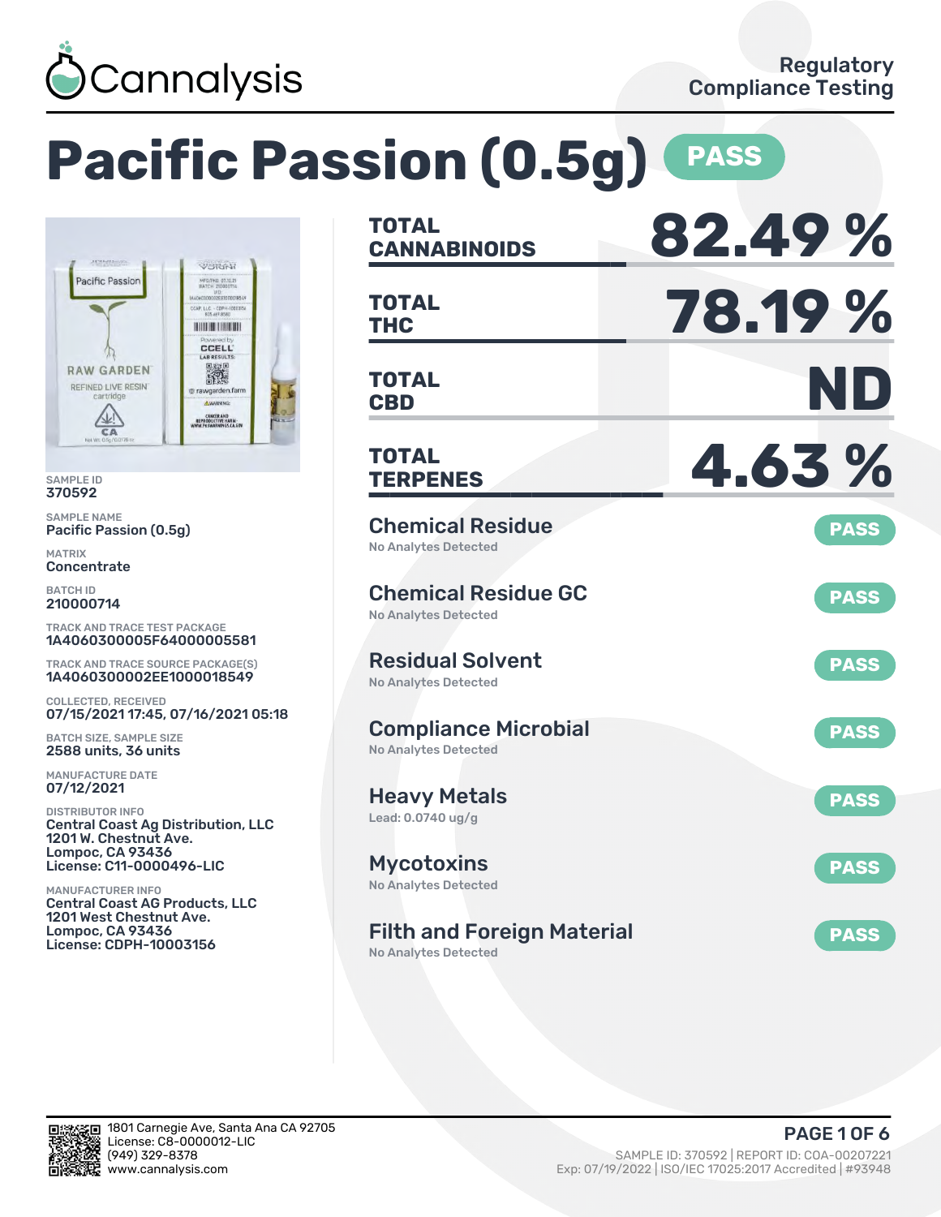Cannalysis

Regulatory Compliance Testing

# Pacific Passion (0.5g) PASS

SAMPLE ID
370592

SAMPLE NAME
Pacific Passion (0.5g)

MATRIX
Concentrate

BATCH ID
210000714

TRACK AND TRACE TEST PACKAGE
1A4060300005F64000005581

TRACK AND TRACE SOURCE PACKAGE(S)
1A4060300002EE1000018549

COLLECTED, RECEIVED
07/15/2021 17:45, 07/16/2021 05:18

BATCH SIZE, SAMPLE SIZE
2588 units, 36 units

MANUFACTURE DATE
07/12/2021

DISTRIBUTOR INFO
Central Coast Ag Distribution, LLC
1201 W. Chestnut Ave.
Lompoc, CA 93436
License: C11-0000496-LIC

MANUFACTURER INFO
Central Coast AG Products, LLC
1201 West Chestnut Ave.
Lompoc, CA 93436
License: CDPH-10003156

| | |
|---|---|
| **TOTAL CANNABINOIDS** | **82.49 %** |
| **TOTAL THC** | **78.19 %** |
| **TOTAL CBD** | **ND** |
| **TOTAL TERPENES** | **4.63 %** |

| Test | Result | Status |
|---|---|---|
| Chemical Residue | No Analytes Detected | PASS |
| Chemical Residue GC | No Analytes Detected | PASS |
| Residual Solvent | No Analytes Detected | PASS |
| Compliance Microbial | No Analytes Detected | PASS |
| Heavy Metals | Lead: 0.0740 ug/g | PASS |
| Mycotoxins | No Analytes Detected | PASS |
| Filth and Foreign Material | No Analytes Detected | PASS |

1801 Carnegie Ave, Santa Ana CA 92705
License: C8-0000012-LIC
(949) 329-8378
www.cannalysis.com

SAMPLE ID: 370592 | REPORT ID: COA-00207221
Exp: 07/19/2022 | ISO/IEC 17025:2017 Accredited | #93948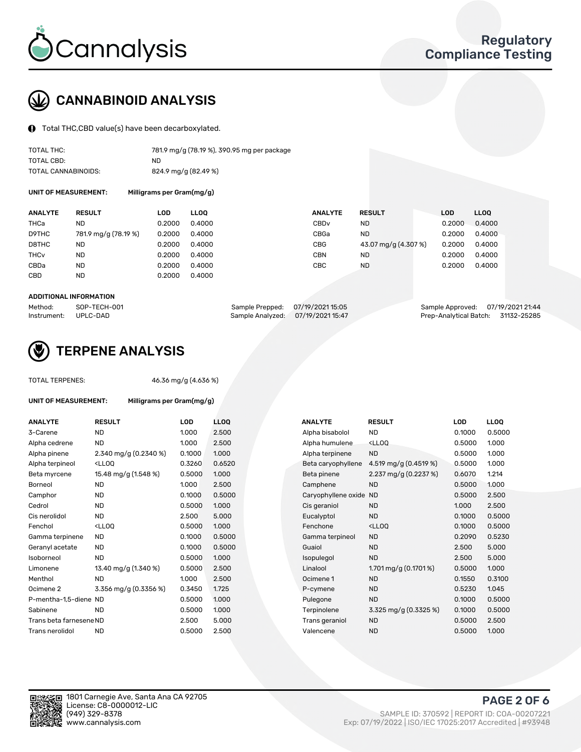# CANNABINOID ANALYSIS

Total THC,CBD value(s) have been decarboxylated.

| | |
|---|---|
| TOTAL THC: | 781.9 mg/g (78.19 %), 390.95 mg per package |
| TOTAL CBD: | ND |
| TOTAL CANNABINOIDS: | 824.9 mg/g (82.49 %) |

**UNIT OF MEASUREMENT:** Milligrams per Gram(mg/g)

| ANALYTE | RESULT | LOD | LLOQ | ANALYTE | RESULT | LOD | LLOQ |
|---|---|---|---|---|---|---|---|
| THCa | ND | 0.2000 | 0.4000 | CBDv | ND | 0.2000 | 0.4000 |
| D9THC | 781.9 mg/g (78.19 %) | 0.2000 | 0.4000 | CBGa | ND | 0.2000 | 0.4000 |
| D8THC | ND | 0.2000 | 0.4000 | CBG | 43.07 mg/g (4.307 %) | 0.2000 | 0.4000 |
| THCv | ND | 0.2000 | 0.4000 | CBN | ND | 0.2000 | 0.4000 |
| CBDa | ND | 0.2000 | 0.4000 | CBC | ND | 0.2000 | 0.4000 |
| CBD | ND | 0.2000 | 0.4000 | | | | |

**ADDITIONAL INFORMATION**

| | | | | | |
|---|---|---|---|---|---|
| Method: | SOP-TECH-001 | Sample Prepped: | 07/19/2021 15:05 | Sample Approved: | 07/19/2021 21:44 |
| Instrument: | UPLC-DAD | Sample Analyzed: | 07/19/2021 15:47 | Prep-Analytical Batch: | 31132-25285 |

# TERPENE ANALYSIS

TOTAL TERPENES: 46.36 mg/g (4.636 %)

**UNIT OF MEASUREMENT:** Milligrams per Gram(mg/g)

| ANALYTE | RESULT | LOD | LLOQ | ANALYTE | RESULT | LOD | LLOQ |
|---|---|---|---|---|---|---|---|
| 3-Carene | ND | 1.000 | 2.500 | Alpha bisabolol | ND | 0.1000 | 0.5000 |
| Alpha cedrene | ND | 1.000 | 2.500 | Alpha humulene | <LLOQ | 0.5000 | 1.000 |
| Alpha pinene | 2.340 mg/g (0.2340 %) | 0.1000 | 1.000 | Alpha terpinene | ND | 0.5000 | 1.000 |
| Alpha terpineol | <LLOQ | 0.3260 | 0.6520 | Beta caryophyllene | 4.519 mg/g (0.4519 %) | 0.5000 | 1.000 |
| Beta myrcene | 15.48 mg/g (1.548 %) | 0.5000 | 1.000 | Beta pinene | 2.237 mg/g (0.2237 %) | 0.6070 | 1.214 |
| Borneol | ND | 1.000 | 2.500 | Camphene | ND | 0.5000 | 1.000 |
| Camphor | ND | 0.1000 | 0.5000 | Caryophyllene oxide | ND | 0.5000 | 2.500 |
| Cedrol | ND | 0.5000 | 1.000 | Cis geraniol | ND | 1.000 | 2.500 |
| Cis nerolidol | ND | 2.500 | 5.000 | Eucalyptol | ND | 0.1000 | 0.5000 |
| Fenchol | <LLOQ | 0.5000 | 1.000 | Fenchone | <LLOQ | 0.1000 | 0.5000 |
| Gamma terpinene | ND | 0.1000 | 0.5000 | Gamma terpineol | ND | 0.2090 | 0.5230 |
| Geranyl acetate | ND | 0.1000 | 0.5000 | Guaiol | ND | 2.500 | 5.000 |
| Isoborneol | ND | 0.5000 | 1.000 | Isopulegol | ND | 2.500 | 5.000 |
| Limonene | 13.40 mg/g (1.340 %) | 0.5000 | 2.500 | Linalool | 1.701 mg/g (0.1701 %) | 0.5000 | 1.000 |
| Menthol | ND | 1.000 | 2.500 | Ocimene 1 | ND | 0.1550 | 0.3100 |
| Ocimene 2 | 3.356 mg/g (0.3356 %) | 0.3450 | 1.725 | P-cymene | ND | 0.5230 | 1.045 |
| P-mentha-1,5-diene | ND | 0.5000 | 1.000 | Pulegone | ND | 0.1000 | 0.5000 |
| Sabinene | ND | 0.5000 | 1.000 | Terpinolene | 3.325 mg/g (0.3325 %) | 0.1000 | 0.5000 |
| Trans beta farnesene | ND | 2.500 | 5.000 | Trans geraniol | ND | 0.5000 | 2.500 |
| Trans nerolidol | ND | 0.5000 | 2.500 | Valencene | ND | 0.5000 | 1.000 |

1801 Carnegie Ave, Santa Ana CA 92705
License: C8-0000012-LIC
(949) 329-8378
www.cannalysis.com

SAMPLE ID: 370592 | REPORT ID: COA-00207221
Exp: 07/19/2022 | ISO/IEC 17025:2017 Accredited | #93948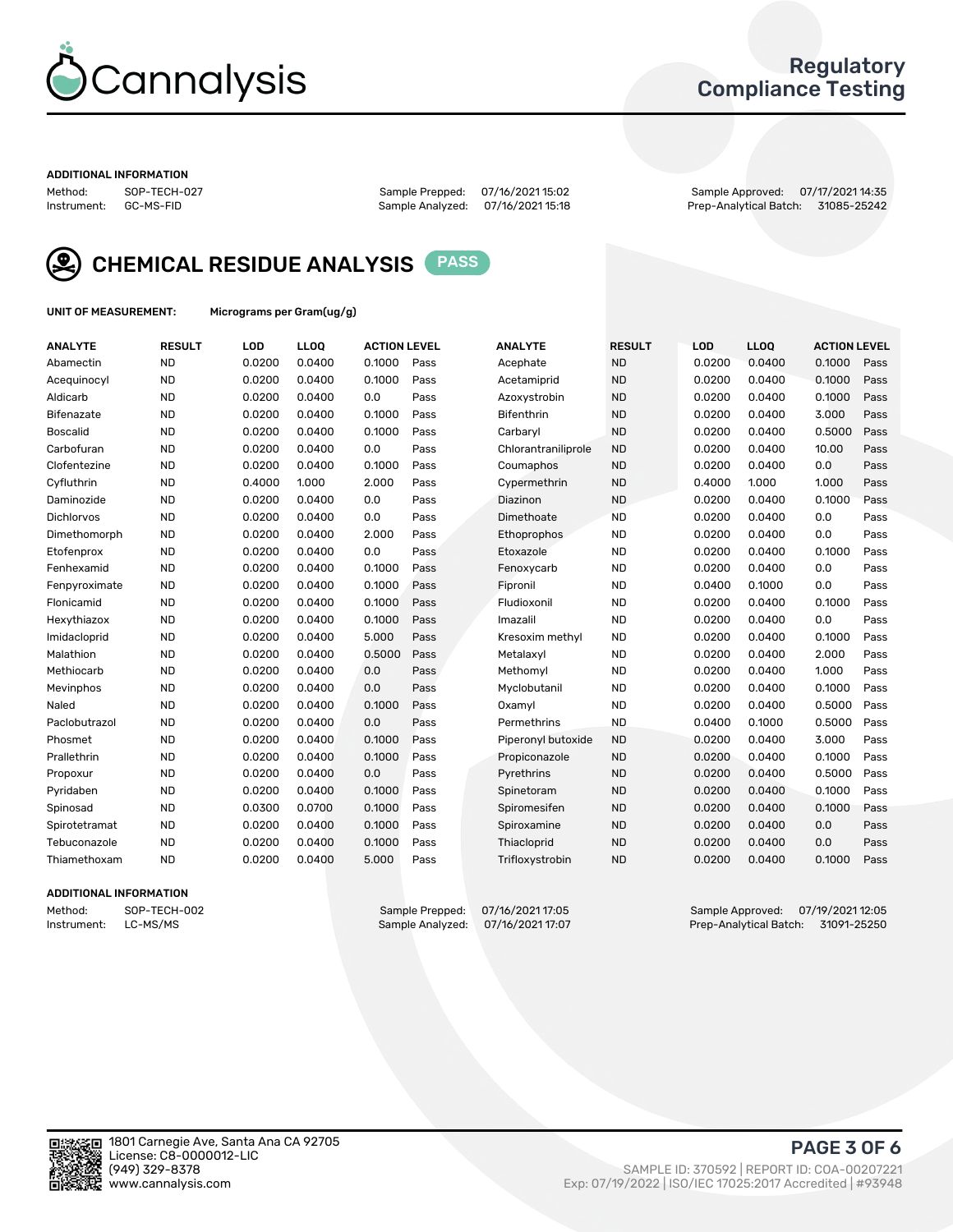# Regulatory Compliance Testing

### ADDITIONAL INFORMATION

Method: SOP-TECH-027
Instrument: GC-MS-FID

Sample Prepped: 07/16/2021 15:02
Sample Analyzed: 07/16/2021 15:18

Sample Approved: 07/17/2021 14:35
Prep-Analytical Batch: 31085-25242

## CHEMICAL RESIDUE ANALYSIS PASS

**UNIT OF MEASUREMENT:** Micrograms per Gram(ug/g)

| ANALYTE | RESULT | LOD | LLOQ | ACTION LEVEL | | ANALYTE | RESULT | LOD | LLOQ | ACTION LEVEL | |
|---|---|---|---|---|---|---|---|---|---|---|---|
| Abamectin | ND | 0.0200 | 0.0400 | 0.1000 | Pass | Acephate | ND | 0.0200 | 0.0400 | 0.1000 | Pass |
| Acequinocyl | ND | 0.0200 | 0.0400 | 0.1000 | Pass | Acetamiprid | ND | 0.0200 | 0.0400 | 0.1000 | Pass |
| Aldicarb | ND | 0.0200 | 0.0400 | 0.0 | Pass | Azoxystrobin | ND | 0.0200 | 0.0400 | 0.1000 | Pass |
| Bifenazate | ND | 0.0200 | 0.0400 | 0.1000 | Pass | Bifenthrin | ND | 0.0200 | 0.0400 | 3.000 | Pass |
| Boscalid | ND | 0.0200 | 0.0400 | 0.1000 | Pass | Carbaryl | ND | 0.0200 | 0.0400 | 0.5000 | Pass |
| Carbofuran | ND | 0.0200 | 0.0400 | 0.0 | Pass | Chlorantraniliprole | ND | 0.0200 | 0.0400 | 10.00 | Pass |
| Clofentezine | ND | 0.0200 | 0.0400 | 0.1000 | Pass | Coumaphos | ND | 0.0200 | 0.0400 | 0.0 | Pass |
| Cyfluthrin | ND | 0.4000 | 1.000 | 2.000 | Pass | Cypermethrin | ND | 0.4000 | 1.000 | 1.000 | Pass |
| Daminozide | ND | 0.0200 | 0.0400 | 0.0 | Pass | Diazinon | ND | 0.0200 | 0.0400 | 0.1000 | Pass |
| Dichlorvos | ND | 0.0200 | 0.0400 | 0.0 | Pass | Dimethoate | ND | 0.0200 | 0.0400 | 0.0 | Pass |
| Dimethomorph | ND | 0.0200 | 0.0400 | 2.000 | Pass | Ethoprophos | ND | 0.0200 | 0.0400 | 0.0 | Pass |
| Etofenprox | ND | 0.0200 | 0.0400 | 0.0 | Pass | Etoxazole | ND | 0.0200 | 0.0400 | 0.1000 | Pass |
| Fenhexamid | ND | 0.0200 | 0.0400 | 0.1000 | Pass | Fenoxycarb | ND | 0.0200 | 0.0400 | 0.0 | Pass |
| Fenpyroximate | ND | 0.0200 | 0.0400 | 0.1000 | Pass | Fipronil | ND | 0.0400 | 0.1000 | 0.0 | Pass |
| Flonicamid | ND | 0.0200 | 0.0400 | 0.1000 | Pass | Fludioxonil | ND | 0.0200 | 0.0400 | 0.1000 | Pass |
| Hexythiazox | ND | 0.0200 | 0.0400 | 0.1000 | Pass | Imazalil | ND | 0.0200 | 0.0400 | 0.0 | Pass |
| Imidacloprid | ND | 0.0200 | 0.0400 | 5.000 | Pass | Kresoxim methyl | ND | 0.0200 | 0.0400 | 0.1000 | Pass |
| Malathion | ND | 0.0200 | 0.0400 | 0.5000 | Pass | Metalaxyl | ND | 0.0200 | 0.0400 | 2.000 | Pass |
| Methiocarb | ND | 0.0200 | 0.0400 | 0.0 | Pass | Methomyl | ND | 0.0200 | 0.0400 | 1.000 | Pass |
| Mevinphos | ND | 0.0200 | 0.0400 | 0.0 | Pass | Myclobutanil | ND | 0.0200 | 0.0400 | 0.1000 | Pass |
| Naled | ND | 0.0200 | 0.0400 | 0.1000 | Pass | Oxamyl | ND | 0.0200 | 0.0400 | 0.5000 | Pass |
| Paclobutrazol | ND | 0.0200 | 0.0400 | 0.0 | Pass | Permethrins | ND | 0.0400 | 0.1000 | 0.5000 | Pass |
| Phosmet | ND | 0.0200 | 0.0400 | 0.1000 | Pass | Piperonyl butoxide | ND | 0.0200 | 0.0400 | 3.000 | Pass |
| Prallethrin | ND | 0.0200 | 0.0400 | 0.1000 | Pass | Propiconazole | ND | 0.0200 | 0.0400 | 0.1000 | Pass |
| Propoxur | ND | 0.0200 | 0.0400 | 0.0 | Pass | Pyrethrins | ND | 0.0200 | 0.0400 | 0.5000 | Pass |
| Pyridaben | ND | 0.0200 | 0.0400 | 0.1000 | Pass | Spinetoram | ND | 0.0200 | 0.0400 | 0.1000 | Pass |
| Spinosad | ND | 0.0300 | 0.0700 | 0.1000 | Pass | Spiromesifen | ND | 0.0200 | 0.0400 | 0.1000 | Pass |
| Spirotetramat | ND | 0.0200 | 0.0400 | 0.1000 | Pass | Spiroxamine | ND | 0.0200 | 0.0400 | 0.0 | Pass |
| Tebuconazole | ND | 0.0200 | 0.0400 | 0.1000 | Pass | Thiacloprid | ND | 0.0200 | 0.0400 | 0.0 | Pass |
| Thiamethoxam | ND | 0.0200 | 0.0400 | 5.000 | Pass | Trifloxystrobin | ND | 0.0200 | 0.0400 | 0.1000 | Pass |

### ADDITIONAL INFORMATION

Method: SOP-TECH-002
Instrument: LC-MS/MS

Sample Prepped: 07/16/2021 17:05
Sample Analyzed: 07/16/2021 17:07

Sample Approved: 07/19/2021 12:05
Prep-Analytical Batch: 31091-25250

1801 Carnegie Ave, Santa Ana CA 92705
License: C8-0000012-LIC
(949) 329-8378
www.cannalysis.com

SAMPLE ID: 370592 | REPORT ID: COA-00207221
Exp: 07/19/2022 | ISO/IEC 17025:2017 Accredited | #93948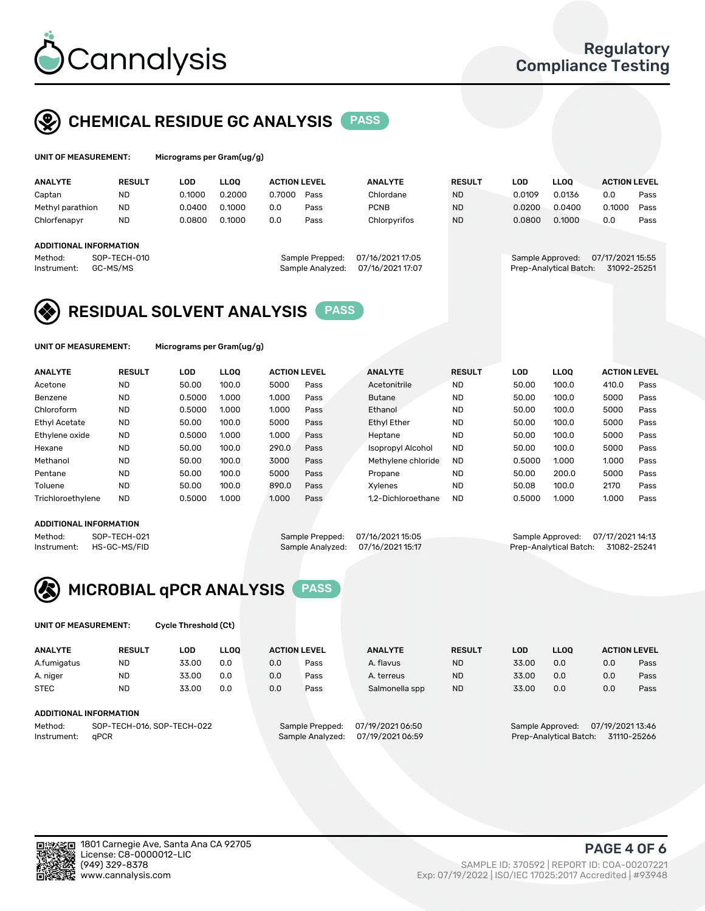# Cannalysis

Regulatory Compliance Testing

## CHEMICAL RESIDUE GC ANALYSIS PASS

UNIT OF MEASUREMENT: Micrograms per Gram(ug/g)

| ANALYTE | RESULT | LOD | LLOQ | ACTION LEVEL | | ANALYTE | RESULT | LOD | LLOQ | ACTION LEVEL | |
|---|---|---|---|---|---|---|---|---|---|---|---|
| Captan | ND | 0.1000 | 0.2000 | 0.7000 | Pass | Chlordane | ND | 0.0109 | 0.0136 | 0.0 | Pass |
| Methyl parathion | ND | 0.0400 | 0.1000 | 0.0 | Pass | PCNB | ND | 0.0200 | 0.0400 | 0.1000 | Pass |
| Chlorfenapyr | ND | 0.0800 | 0.1000 | 0.0 | Pass | Chlorpyrifos | ND | 0.0800 | 0.1000 | 0.0 | Pass |

**ADDITIONAL INFORMATION**

Method: SOP-TECH-010
Instrument: GC-MS/MS
Sample Prepped: 07/16/2021 17:05
Sample Analyzed: 07/16/2021 17:07
Sample Approved: 07/17/2021 15:55
Prep-Analytical Batch: 31092-25251

## RESIDUAL SOLVENT ANALYSIS PASS

UNIT OF MEASUREMENT: Micrograms per Gram(ug/g)

| ANALYTE | RESULT | LOD | LLOQ | ACTION LEVEL | | ANALYTE | RESULT | LOD | LLOQ | ACTION LEVEL | |
|---|---|---|---|---|---|---|---|---|---|---|---|
| Acetone | ND | 50.00 | 100.0 | 5000 | Pass | Acetonitrile | ND | 50.00 | 100.0 | 410.0 | Pass |
| Benzene | ND | 0.5000 | 1.000 | 1.000 | Pass | Butane | ND | 50.00 | 100.0 | 5000 | Pass |
| Chloroform | ND | 0.5000 | 1.000 | 1.000 | Pass | Ethanol | ND | 50.00 | 100.0 | 5000 | Pass |
| Ethyl Acetate | ND | 50.00 | 100.0 | 5000 | Pass | Ethyl Ether | ND | 50.00 | 100.0 | 5000 | Pass |
| Ethylene oxide | ND | 0.5000 | 1.000 | 1.000 | Pass | Heptane | ND | 50.00 | 100.0 | 5000 | Pass |
| Hexane | ND | 50.00 | 100.0 | 290.0 | Pass | Isopropyl Alcohol | ND | 50.00 | 100.0 | 5000 | Pass |
| Methanol | ND | 50.00 | 100.0 | 3000 | Pass | Methylene chloride | ND | 0.5000 | 1.000 | 1.000 | Pass |
| Pentane | ND | 50.00 | 100.0 | 5000 | Pass | Propane | ND | 50.00 | 200.0 | 5000 | Pass |
| Toluene | ND | 50.00 | 100.0 | 890.0 | Pass | Xylenes | ND | 50.08 | 100.0 | 2170 | Pass |
| Trichloroethylene | ND | 0.5000 | 1.000 | 1.000 | Pass | 1,2-Dichloroethane | ND | 0.5000 | 1.000 | 1.000 | Pass |

**ADDITIONAL INFORMATION**

Method: SOP-TECH-021
Instrument: HS-GC-MS/FID
Sample Prepped: 07/16/2021 15:05
Sample Analyzed: 07/16/2021 15:17
Sample Approved: 07/17/2021 14:13
Prep-Analytical Batch: 31082-25241

## MICROBIAL qPCR ANALYSIS PASS

UNIT OF MEASUREMENT: Cycle Threshold (Ct)

| ANALYTE | RESULT | LOD | LLOQ | ACTION LEVEL | | ANALYTE | RESULT | LOD | LLOQ | ACTION LEVEL | |
|---|---|---|---|---|---|---|---|---|---|---|---|
| A.fumigatus | ND | 33.00 | 0.0 | 0.0 | Pass | A. flavus | ND | 33.00 | 0.0 | 0.0 | Pass |
| A. niger | ND | 33.00 | 0.0 | 0.0 | Pass | A. terreus | ND | 33.00 | 0.0 | 0.0 | Pass |
| STEC | ND | 33.00 | 0.0 | 0.0 | Pass | Salmonella spp | ND | 33.00 | 0.0 | 0.0 | Pass |

**ADDITIONAL INFORMATION**

Method: SOP-TECH-016, SOP-TECH-022
Instrument: qPCR
Sample Prepped: 07/19/2021 06:50
Sample Analyzed: 07/19/2021 06:59
Sample Approved: 07/19/2021 13:46
Prep-Analytical Batch: 31110-25266

1801 Carnegie Ave, Santa Ana CA 92705
License: C8-0000012-LIC
(949) 329-8378
www.cannalysis.com

SAMPLE ID: 370592 | REPORT ID: COA-00207221
Exp: 07/19/2022 | ISO/IEC 17025:2017 Accredited | #93948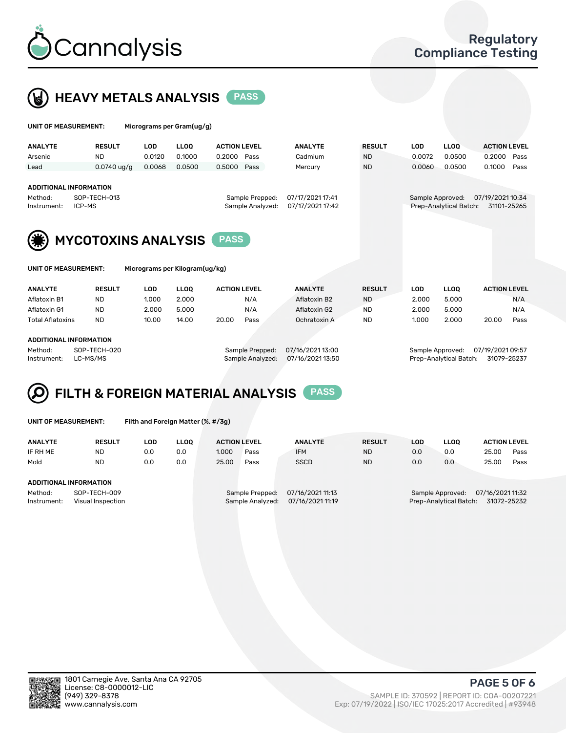# Cannalysis

## Regulatory Compliance Testing

## HEAVY METALS ANALYSIS — PASS

**UNIT OF MEASUREMENT:** Micrograms per Gram(ug/g)

| ANALYTE | RESULT | LOD | LLOQ | ACTION LEVEL | | ANALYTE | RESULT | LOD | LLOQ | ACTION LEVEL | |
|---|---|---|---|---|---|---|---|---|---|---|---|
| Arsenic | ND | 0.0120 | 0.1000 | 0.2000 | Pass | Cadmium | ND | 0.0072 | 0.0500 | 0.2000 | Pass |
| Lead | 0.0740 ug/g | 0.0068 | 0.0500 | 0.5000 | Pass | Mercury | ND | 0.0060 | 0.0500 | 0.1000 | Pass |

**ADDITIONAL INFORMATION**

| | | | | | |
|---|---|---|---|---|---|
| Method: | SOP-TECH-013 | Sample Prepped: | 07/17/2021 17:41 | Sample Approved: | 07/19/2021 10:34 |
| Instrument: | ICP-MS | Sample Analyzed: | 07/17/2021 17:42 | Prep-Analytical Batch: | 31101-25265 |

## MYCOTOXINS ANALYSIS — PASS

**UNIT OF MEASUREMENT:** Micrograms per Kilogram(ug/kg)

| ANALYTE | RESULT | LOD | LLOQ | ACTION LEVEL | | ANALYTE | RESULT | LOD | LLOQ | ACTION LEVEL | |
|---|---|---|---|---|---|---|---|---|---|---|---|
| Aflatoxin B1 | ND | 1.000 | 2.000 | | N/A | Aflatoxin B2 | ND | 2.000 | 5.000 | | N/A |
| Aflatoxin G1 | ND | 2.000 | 5.000 | | N/A | Aflatoxin G2 | ND | 2.000 | 5.000 | | N/A |
| Total Aflatoxins | ND | 10.00 | 14.00 | 20.00 | Pass | Ochratoxin A | ND | 1.000 | 2.000 | 20.00 | Pass |

**ADDITIONAL INFORMATION**

| | | | | | |
|---|---|---|---|---|---|
| Method: | SOP-TECH-020 | Sample Prepped: | 07/16/2021 13:00 | Sample Approved: | 07/19/2021 09:57 |
| Instrument: | LC-MS/MS | Sample Analyzed: | 07/16/2021 13:50 | Prep-Analytical Batch: | 31079-25237 |

## FILTH & FOREIGN MATERIAL ANALYSIS — PASS

**UNIT OF MEASUREMENT:** Filth and Foreign Matter (%, #/3g)

| ANALYTE | RESULT | LOD | LLOQ | ACTION LEVEL | | ANALYTE | RESULT | LOD | LLOQ | ACTION LEVEL | |
|---|---|---|---|---|---|---|---|---|---|---|---|
| IF RH ME | ND | 0.0 | 0.0 | 1.000 | Pass | IFM | ND | 0.0 | 0.0 | 25.00 | Pass |
| Mold | ND | 0.0 | 0.0 | 25.00 | Pass | SSCD | ND | 0.0 | 0.0 | 25.00 | Pass |

**ADDITIONAL INFORMATION**

| | | | | | |
|---|---|---|---|---|---|
| Method: | SOP-TECH-009 | Sample Prepped: | 07/16/2021 11:13 | Sample Approved: | 07/16/2021 11:32 |
| Instrument: | Visual Inspection | Sample Analyzed: | 07/16/2021 11:19 | Prep-Analytical Batch: | 31072-25232 |

1801 Carnegie Ave, Santa Ana CA 92705
License: C8-0000012-LIC
(949) 329-8378
www.cannalysis.com

SAMPLE ID: 370592 | REPORT ID: COA-00207221
Exp: 07/19/2022 | ISO/IEC 17025:2017 Accredited | #93948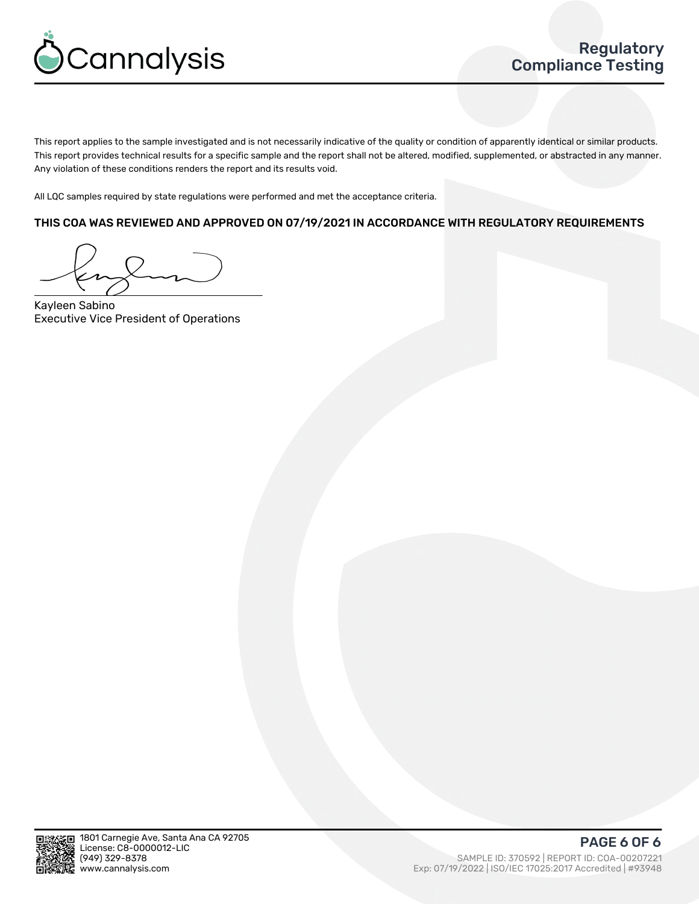This report applies to the sample investigated and is not necessarily indicative of the quality or condition of apparently identical or similar products. This report provides technical results for a specific sample and the report shall not be altered, modified, supplemented, or abstracted in any manner. Any violation of these conditions renders the report and its results void.

All LQC samples required by state regulations were performed and met the acceptance criteria.

**THIS COA WAS REVIEWED AND APPROVED ON 07/19/2021 IN ACCORDANCE WITH REGULATORY REQUIREMENTS**

Kayleen Sabino
Executive Vice President of Operations

1801 Carnegie Ave, Santa Ana CA 92705
License: C8-0000012-LIC
(949) 329-8378
www.cannalysis.com

SAMPLE ID: 370592 | REPORT ID: COA-00207221
Exp: 07/19/2022 | ISO/IEC 17025:2017 Accredited | #93948